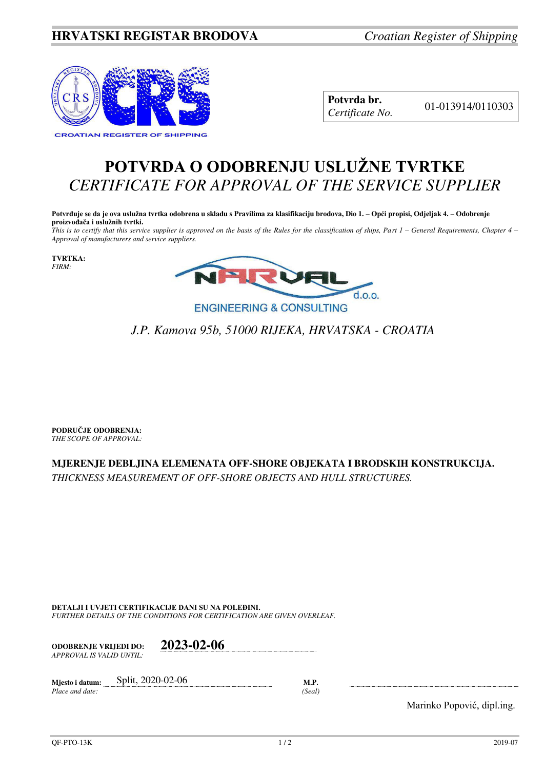**HRVATSKI REGISTAR BRODOVA** *Croatian Register of Shipping*

CROATIAN REGISTER OF SHIPPING

| **Potvrda br.** *Certificate No.* | 01-013914/0110303 |
|---|---|

# POTVRDA O ODOBRENJU USLUŽNE TVRTKE
## *CERTIFICATE FOR APPROVAL OF THE SERVICE SUPPLIER*

**Potvrđuje se da je ova uslužna tvrtka odobrena u skladu s Pravilima za klasifikaciju brodova, Dio 1. – Opći propisi, Odjeljak 4. – Odobrenje proizvođača i uslužnih tvrtki.**
*This is to certify that this service supplier is approved on the basis of the Rules for the classification of ships, Part 1 – General Requirements, Chapter 4 – Approval of manufacturers and service suppliers.*

**TVRTKA:**
*FIRM:*

NARVAL d.o.o.
ENGINEERING & CONSULTING

*J.P. Kamova 95b, 51000 RIJEKA, HRVATSKA - CROATIA*

**PODRUČJE ODOBRENJA:**
*THE SCOPE OF APPROVAL:*

**MJERENJE DEBLJINA ELEMENATA OFF-SHORE OBJEKATA I BRODSKIH KONSTRUKCIJA.**
*THICKNESS MEASUREMENT OF OFF-SHORE OBJECTS AND HULL STRUCTURES.*

**DETALJI I UVJETI CERTIFIKACIJE DANI SU NA POLEĐINI.**
*FURTHER DETAILS OF THE CONDITIONS FOR CERTIFICATION ARE GIVEN OVERLEAF.*

**ODOBRENJE VRIJEDI DO:** *APPROVAL IS VALID UNTIL:* **2023-02-06**

**Mjesto i datum:** *Place and date:* Split, 2020-02-06

**M.P.** *(Seal)*

Marinko Popović, dipl.ing.

QF-PTO-13K 2019-07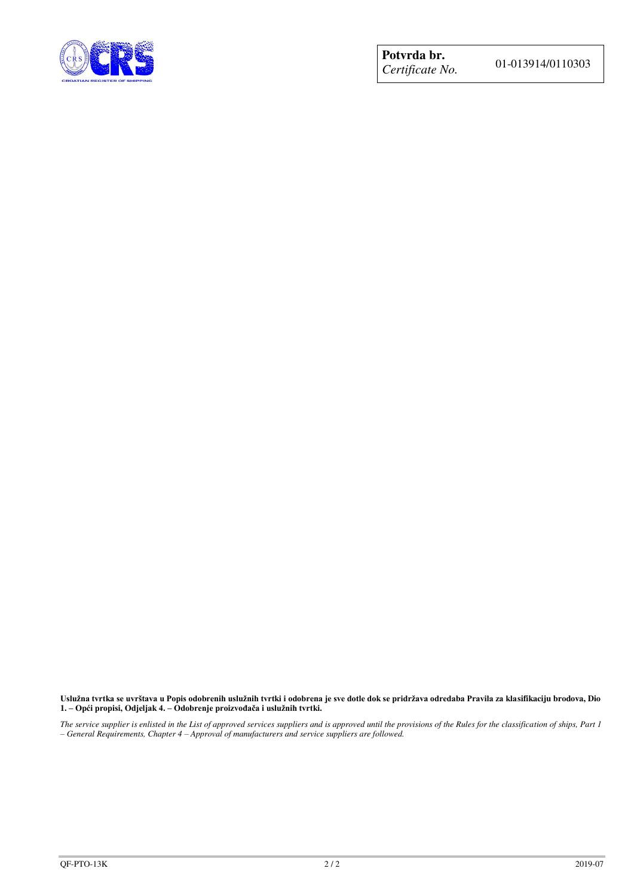| | |
|---|---|
| **Potvrda br.**<br>*Certificate No.* | 01-013914/0110303 |

**Uslužna tvrtka se uvrštava u Popis odobrenih uslužnih tvrtki i odobrena je sve dotle dok se pridržava odredaba Pravila za klasifikaciju brodova, Dio 1. – Opći propisi, Odjeljak 4. – Odobrenje proizvođača i uslužnih tvrtki.**

*The service supplier is enlisted in the List of approved services suppliers and is approved until the provisions of the Rules for the classification of ships, Part 1 – General Requirements, Chapter 4 – Approval of manufacturers and service suppliers are followed.*

QF-PTO-13K 2019-07